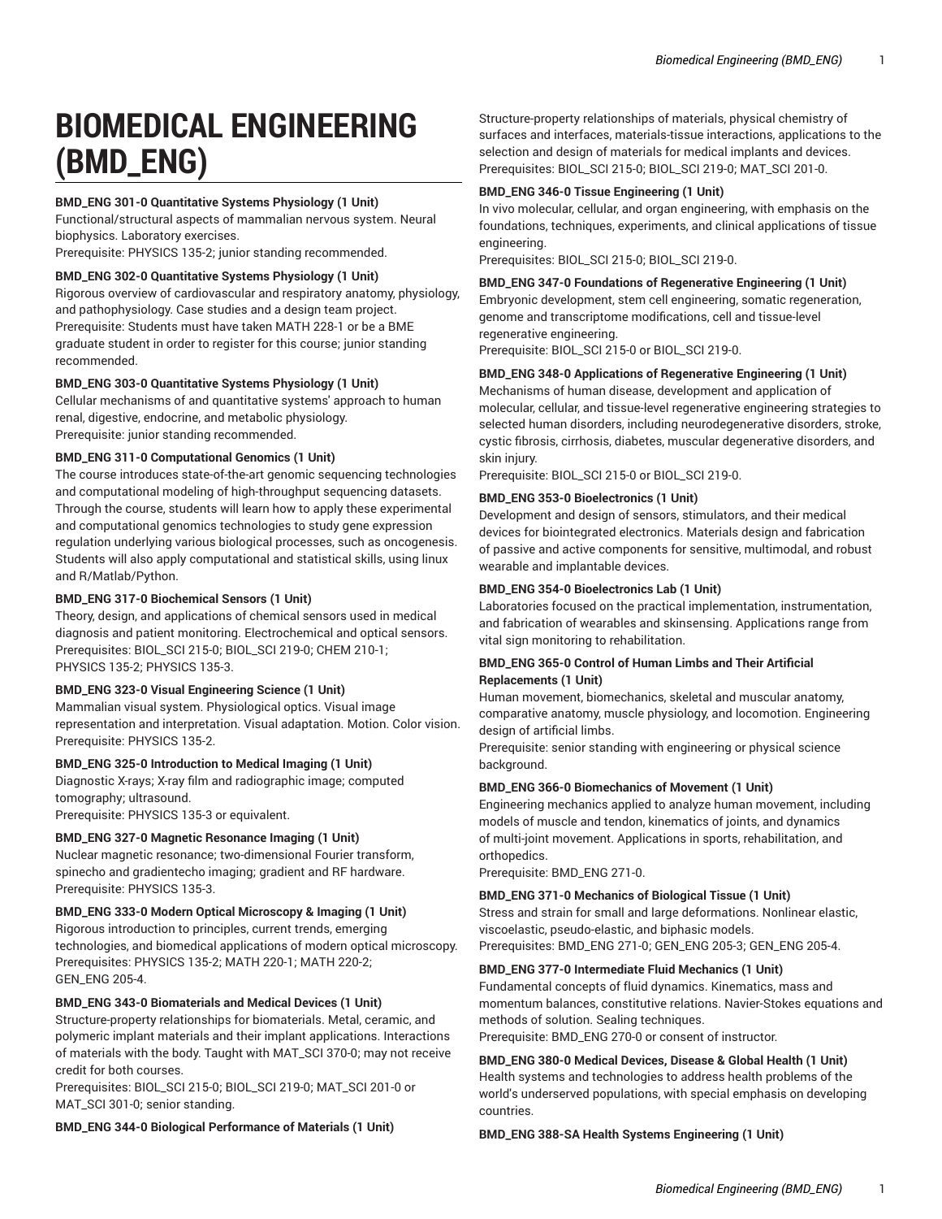# BIOMEDICAL ENGINEERING (BMD_ENG)

**BMD_ENG 301-0 Quantitative Systems Physiology (1 Unit)**
Functional/structural aspects of mammalian nervous system. Neural biophysics. Laboratory exercises.
Prerequisite: PHYSICS 135-2; junior standing recommended.

**BMD_ENG 302-0 Quantitative Systems Physiology (1 Unit)**
Rigorous overview of cardiovascular and respiratory anatomy, physiology, and pathophysiology. Case studies and a design team project.
Prerequisite: Students must have taken MATH 228-1 or be a BME graduate student in order to register for this course; junior standing recommended.

**BMD_ENG 303-0 Quantitative Systems Physiology (1 Unit)**
Cellular mechanisms of and quantitative systems' approach to human renal, digestive, endocrine, and metabolic physiology.
Prerequisite: junior standing recommended.

**BMD_ENG 311-0 Computational Genomics (1 Unit)**
The course introduces state-of-the-art genomic sequencing technologies and computational modeling of high-throughput sequencing datasets. Through the course, students will learn how to apply these experimental and computational genomics technologies to study gene expression regulation underlying various biological processes, such as oncogenesis. Students will also apply computational and statistical skills, using linux and R/Matlab/Python.

**BMD_ENG 317-0 Biochemical Sensors (1 Unit)**
Theory, design, and applications of chemical sensors used in medical diagnosis and patient monitoring. Electrochemical and optical sensors.
Prerequisites: BIOL_SCI 215-0; BIOL_SCI 219-0; CHEM 210-1; PHYSICS 135-2; PHYSICS 135-3.

**BMD_ENG 323-0 Visual Engineering Science (1 Unit)**
Mammalian visual system. Physiological optics. Visual image representation and interpretation. Visual adaptation. Motion. Color vision.
Prerequisite: PHYSICS 135-2.

**BMD_ENG 325-0 Introduction to Medical Imaging (1 Unit)**
Diagnostic X-rays; X-ray film and radiographic image; computed tomography; ultrasound.
Prerequisite: PHYSICS 135-3 or equivalent.

**BMD_ENG 327-0 Magnetic Resonance Imaging (1 Unit)**
Nuclear magnetic resonance; two-dimensional Fourier transform, spinecho and gradientecho imaging; gradient and RF hardware.
Prerequisite: PHYSICS 135-3.

**BMD_ENG 333-0 Modern Optical Microscopy & Imaging (1 Unit)**
Rigorous introduction to principles, current trends, emerging technologies, and biomedical applications of modern optical microscopy.
Prerequisites: PHYSICS 135-2; MATH 220-1; MATH 220-2; GEN_ENG 205-4.

**BMD_ENG 343-0 Biomaterials and Medical Devices (1 Unit)**
Structure-property relationships for biomaterials. Metal, ceramic, and polymeric implant materials and their implant applications. Interactions of materials with the body. Taught with MAT_SCI 370-0; may not receive credit for both courses.
Prerequisites: BIOL_SCI 215-0; BIOL_SCI 219-0; MAT_SCI 201-0 or MAT_SCI 301-0; senior standing.

**BMD_ENG 344-0 Biological Performance of Materials (1 Unit)**
Structure-property relationships of materials, physical chemistry of surfaces and interfaces, materials-tissue interactions, applications to the selection and design of materials for medical implants and devices.
Prerequisites: BIOL_SCI 215-0; BIOL_SCI 219-0; MAT_SCI 201-0.

**BMD_ENG 346-0 Tissue Engineering (1 Unit)**
In vivo molecular, cellular, and organ engineering, with emphasis on the foundations, techniques, experiments, and clinical applications of tissue engineering.
Prerequisites: BIOL_SCI 215-0; BIOL_SCI 219-0.

**BMD_ENG 347-0 Foundations of Regenerative Engineering (1 Unit)**
Embryonic development, stem cell engineering, somatic regeneration, genome and transcriptome modifications, cell and tissue-level regenerative engineering.
Prerequisite: BIOL_SCI 215-0 or BIOL_SCI 219-0.

**BMD_ENG 348-0 Applications of Regenerative Engineering (1 Unit)**
Mechanisms of human disease, development and application of molecular, cellular, and tissue-level regenerative engineering strategies to selected human disorders, including neurodegenerative disorders, stroke, cystic fibrosis, cirrhosis, diabetes, muscular degenerative disorders, and skin injury.
Prerequisite: BIOL_SCI 215-0 or BIOL_SCI 219-0.

**BMD_ENG 353-0 Bioelectronics (1 Unit)**
Development and design of sensors, stimulators, and their medical devices for biointegrated electronics. Materials design and fabrication of passive and active components for sensitive, multimodal, and robust wearable and implantable devices.

**BMD_ENG 354-0 Bioelectronics Lab (1 Unit)**
Laboratories focused on the practical implementation, instrumentation, and fabrication of wearables and skinsensing. Applications range from vital sign monitoring to rehabilitation.

**BMD_ENG 365-0 Control of Human Limbs and Their Artificial Replacements (1 Unit)**
Human movement, biomechanics, skeletal and muscular anatomy, comparative anatomy, muscle physiology, and locomotion. Engineering design of artificial limbs.
Prerequisite: senior standing with engineering or physical science background.

**BMD_ENG 366-0 Biomechanics of Movement (1 Unit)**
Engineering mechanics applied to analyze human movement, including models of muscle and tendon, kinematics of joints, and dynamics of multi-joint movement. Applications in sports, rehabilitation, and orthopedics.
Prerequisite: BMD_ENG 271-0.

**BMD_ENG 371-0 Mechanics of Biological Tissue (1 Unit)**
Stress and strain for small and large deformations. Nonlinear elastic, viscoelastic, pseudo-elastic, and biphasic models.
Prerequisites: BMD_ENG 271-0; GEN_ENG 205-3; GEN_ENG 205-4.

**BMD_ENG 377-0 Intermediate Fluid Mechanics (1 Unit)**
Fundamental concepts of fluid dynamics. Kinematics, mass and momentum balances, constitutive relations. Navier-Stokes equations and methods of solution. Sealing techniques.
Prerequisite: BMD_ENG 270-0 or consent of instructor.

**BMD_ENG 380-0 Medical Devices, Disease & Global Health (1 Unit)**
Health systems and technologies to address health problems of the world's underserved populations, with special emphasis on developing countries.

**BMD_ENG 388-SA Health Systems Engineering (1 Unit)**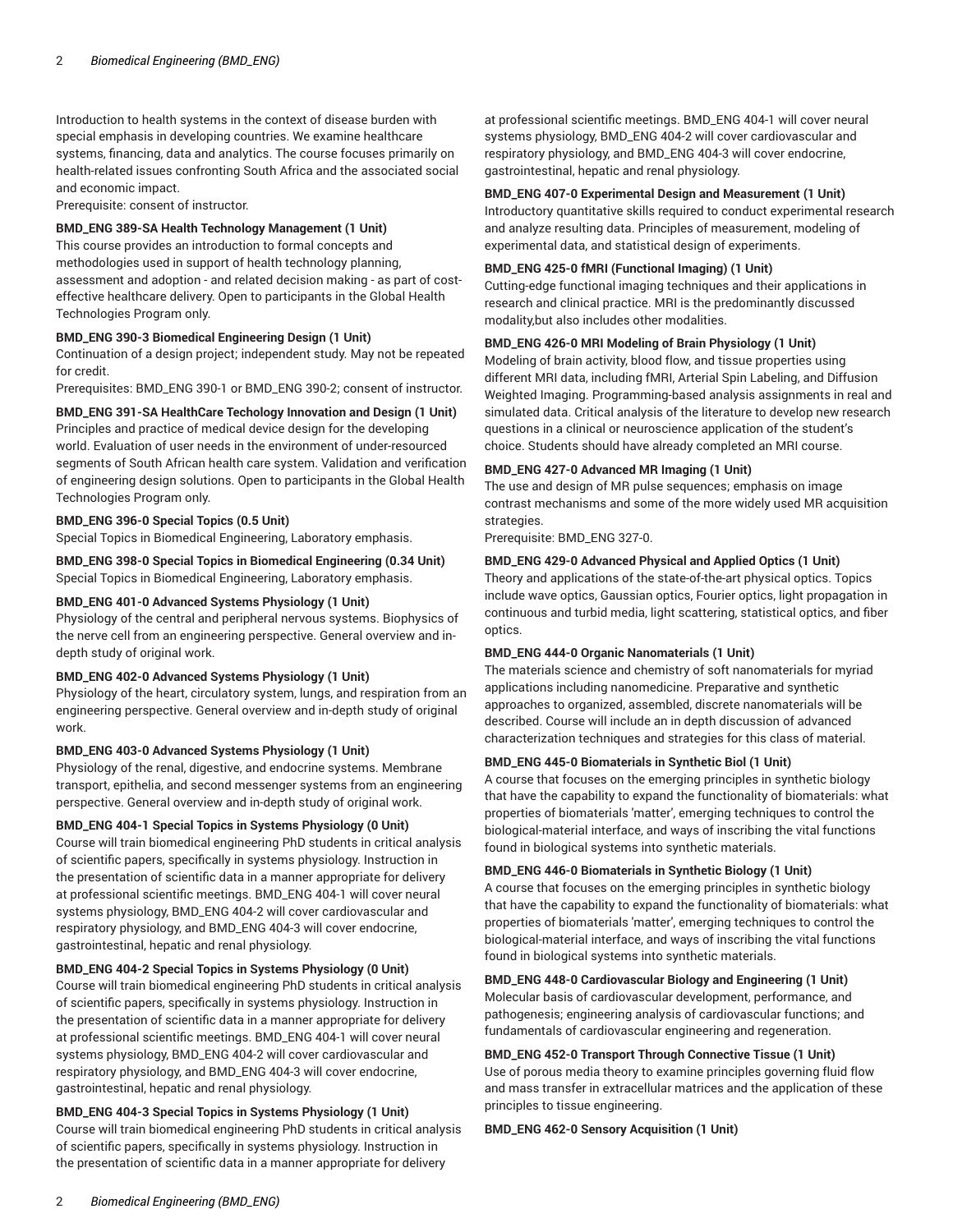Introduction to health systems in the context of disease burden with special emphasis in developing countries. We examine healthcare systems, financing, data and analytics. The course focuses primarily on health-related issues confronting South Africa and the associated social and economic impact.
Prerequisite: consent of instructor.

**BMD_ENG 389-SA Health Technology Management (1 Unit)**
This course provides an introduction to formal concepts and methodologies used in support of health technology planning, assessment and adoption - and related decision making - as part of cost-effective healthcare delivery. Open to participants in the Global Health Technologies Program only.

**BMD_ENG 390-3 Biomedical Engineering Design (1 Unit)**
Continuation of a design project; independent study. May not be repeated for credit.
Prerequisites: BMD_ENG 390-1 or BMD_ENG 390-2; consent of instructor.

**BMD_ENG 391-SA HealthCare Techology Innovation and Design (1 Unit)**
Principles and practice of medical device design for the developing world. Evaluation of user needs in the environment of under-resourced segments of South African health care system. Validation and verification of engineering design solutions. Open to participants in the Global Health Technologies Program only.

**BMD_ENG 396-0 Special Topics (0.5 Unit)**
Special Topics in Biomedical Engineering, Laboratory emphasis.

**BMD_ENG 398-0 Special Topics in Biomedical Engineering (0.34 Unit)**
Special Topics in Biomedical Engineering, Laboratory emphasis.

**BMD_ENG 401-0 Advanced Systems Physiology (1 Unit)**
Physiology of the central and peripheral nervous systems. Biophysics of the nerve cell from an engineering perspective. General overview and in-depth study of original work.

**BMD_ENG 402-0 Advanced Systems Physiology (1 Unit)**
Physiology of the heart, circulatory system, lungs, and respiration from an engineering perspective. General overview and in-depth study of original work.

**BMD_ENG 403-0 Advanced Systems Physiology (1 Unit)**
Physiology of the renal, digestive, and endocrine systems. Membrane transport, epithelia, and second messenger systems from an engineering perspective. General overview and in-depth study of original work.

**BMD_ENG 404-1 Special Topics in Systems Physiology (0 Unit)**
Course will train biomedical engineering PhD students in critical analysis of scientific papers, specifically in systems physiology. Instruction in the presentation of scientific data in a manner appropriate for delivery at professional scientific meetings. BMD_ENG 404-1 will cover neural systems physiology, BMD_ENG 404-2 will cover cardiovascular and respiratory physiology, and BMD_ENG 404-3 will cover endocrine, gastrointestinal, hepatic and renal physiology.

**BMD_ENG 404-2 Special Topics in Systems Physiology (0 Unit)**
Course will train biomedical engineering PhD students in critical analysis of scientific papers, specifically in systems physiology. Instruction in the presentation of scientific data in a manner appropriate for delivery at professional scientific meetings. BMD_ENG 404-1 will cover neural systems physiology, BMD_ENG 404-2 will cover cardiovascular and respiratory physiology, and BMD_ENG 404-3 will cover endocrine, gastrointestinal, hepatic and renal physiology.

**BMD_ENG 404-3 Special Topics in Systems Physiology (1 Unit)**
Course will train biomedical engineering PhD students in critical analysis of scientific papers, specifically in systems physiology. Instruction in the presentation of scientific data in a manner appropriate for delivery at professional scientific meetings. BMD_ENG 404-1 will cover neural systems physiology, BMD_ENG 404-2 will cover cardiovascular and respiratory physiology, and BMD_ENG 404-3 will cover endocrine, gastrointestinal, hepatic and renal physiology.

**BMD_ENG 407-0 Experimental Design and Measurement (1 Unit)**
Introductory quantitative skills required to conduct experimental research and analyze resulting data. Principles of measurement, modeling of experimental data, and statistical design of experiments.

**BMD_ENG 425-0 fMRI (Functional Imaging) (1 Unit)**
Cutting-edge functional imaging techniques and their applications in research and clinical practice. MRI is the predominantly discussed modality,but also includes other modalities.

**BMD_ENG 426-0 MRI Modeling of Brain Physiology (1 Unit)**
Modeling of brain activity, blood flow, and tissue properties using different MRI data, including fMRI, Arterial Spin Labeling, and Diffusion Weighted Imaging. Programming-based analysis assignments in real and simulated data. Critical analysis of the literature to develop new research questions in a clinical or neuroscience application of the student's choice. Students should have already completed an MRI course.

**BMD_ENG 427-0 Advanced MR Imaging (1 Unit)**
The use and design of MR pulse sequences; emphasis on image contrast mechanisms and some of the more widely used MR acquisition strategies.
Prerequisite: BMD_ENG 327-0.

**BMD_ENG 429-0 Advanced Physical and Applied Optics (1 Unit)**
Theory and applications of the state-of-the-art physical optics. Topics include wave optics, Gaussian optics, Fourier optics, light propagation in continuous and turbid media, light scattering, statistical optics, and fiber optics.

**BMD_ENG 444-0 Organic Nanomaterials (1 Unit)**
The materials science and chemistry of soft nanomaterials for myriad applications including nanomedicine. Preparative and synthetic approaches to organized, assembled, discrete nanomaterials will be described. Course will include an in depth discussion of advanced characterization techniques and strategies for this class of material.

**BMD_ENG 445-0 Biomaterials in Synthetic Biol (1 Unit)**
A course that focuses on the emerging principles in synthetic biology that have the capability to expand the functionality of biomaterials: what properties of biomaterials 'matter', emerging techniques to control the biological-material interface, and ways of inscribing the vital functions found in biological systems into synthetic materials.

**BMD_ENG 446-0 Biomaterials in Synthetic Biology (1 Unit)**
A course that focuses on the emerging principles in synthetic biology that have the capability to expand the functionality of biomaterials: what properties of biomaterials 'matter', emerging techniques to control the biological-material interface, and ways of inscribing the vital functions found in biological systems into synthetic materials.

**BMD_ENG 448-0 Cardiovascular Biology and Engineering (1 Unit)**
Molecular basis of cardiovascular development, performance, and pathogenesis; engineering analysis of cardiovascular functions; and fundamentals of cardiovascular engineering and regeneration.

**BMD_ENG 452-0 Transport Through Connective Tissue (1 Unit)**
Use of porous media theory to examine principles governing fluid flow and mass transfer in extracellular matrices and the application of these principles to tissue engineering.

**BMD_ENG 462-0 Sensory Acquisition (1 Unit)**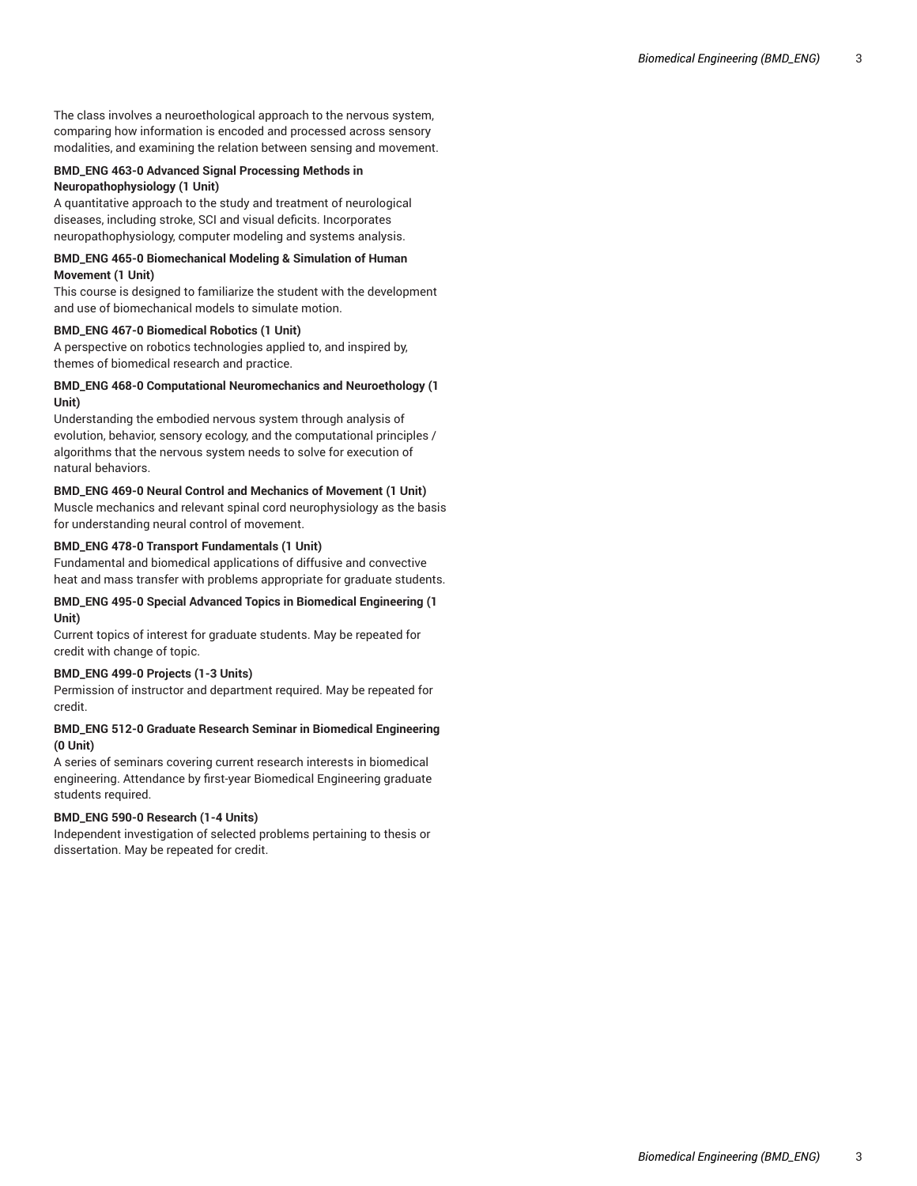The class involves a neuroethological approach to the nervous system, comparing how information is encoded and processed across sensory modalities, and examining the relation between sensing and movement.

**BMD_ENG 463-0 Advanced Signal Processing Methods in Neuropathophysiology (1 Unit)**
A quantitative approach to the study and treatment of neurological diseases, including stroke, SCI and visual deficits. Incorporates neuropathophysiology, computer modeling and systems analysis.

**BMD_ENG 465-0 Biomechanical Modeling & Simulation of Human Movement (1 Unit)**
This course is designed to familiarize the student with the development and use of biomechanical models to simulate motion.

**BMD_ENG 467-0 Biomedical Robotics (1 Unit)**
A perspective on robotics technologies applied to, and inspired by, themes of biomedical research and practice.

**BMD_ENG 468-0 Computational Neuromechanics and Neuroethology (1 Unit)**
Understanding the embodied nervous system through analysis of evolution, behavior, sensory ecology, and the computational principles / algorithms that the nervous system needs to solve for execution of natural behaviors.

**BMD_ENG 469-0 Neural Control and Mechanics of Movement (1 Unit)**
Muscle mechanics and relevant spinal cord neurophysiology as the basis for understanding neural control of movement.

**BMD_ENG 478-0 Transport Fundamentals (1 Unit)**
Fundamental and biomedical applications of diffusive and convective heat and mass transfer with problems appropriate for graduate students.

**BMD_ENG 495-0 Special Advanced Topics in Biomedical Engineering (1 Unit)**
Current topics of interest for graduate students. May be repeated for credit with change of topic.

**BMD_ENG 499-0 Projects (1-3 Units)**
Permission of instructor and department required. May be repeated for credit.

**BMD_ENG 512-0 Graduate Research Seminar in Biomedical Engineering (0 Unit)**
A series of seminars covering current research interests in biomedical engineering. Attendance by first-year Biomedical Engineering graduate students required.

**BMD_ENG 590-0 Research (1-4 Units)**
Independent investigation of selected problems pertaining to thesis or dissertation. May be repeated for credit.